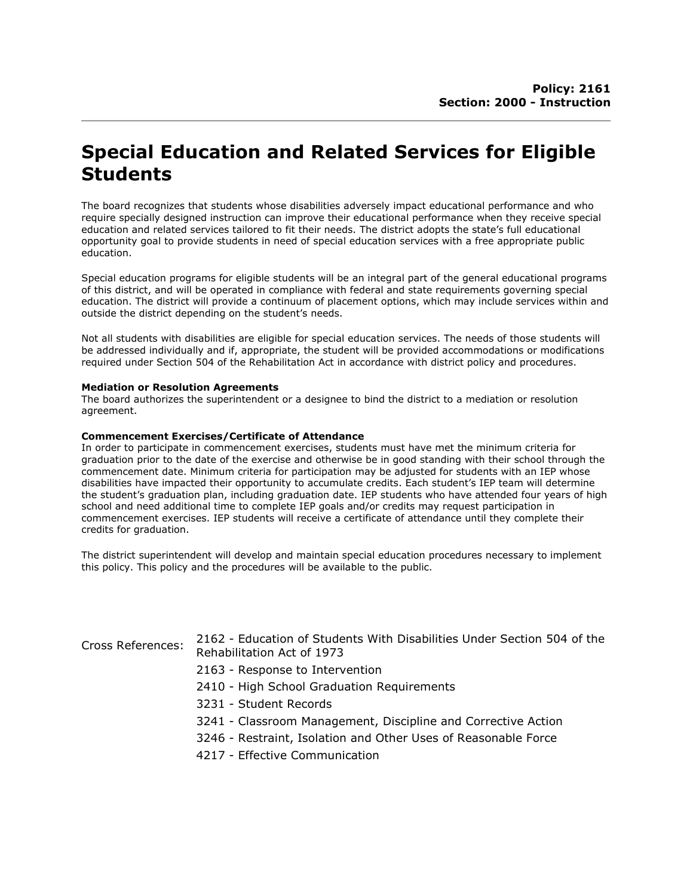**Policy: 2161**
**Section: 2000 - Instruction**

# Special Education and Related Services for Eligible Students

The board recognizes that students whose disabilities adversely impact educational performance and who require specially designed instruction can improve their educational performance when they receive special education and related services tailored to fit their needs. The district adopts the state's full educational opportunity goal to provide students in need of special education services with a free appropriate public education.

Special education programs for eligible students will be an integral part of the general educational programs of this district, and will be operated in compliance with federal and state requirements governing special education. The district will provide a continuum of placement options, which may include services within and outside the district depending on the student's needs.

Not all students with disabilities are eligible for special education services. The needs of those students will be addressed individually and if, appropriate, the student will be provided accommodations or modifications required under Section 504 of the Rehabilitation Act in accordance with district policy and procedures.

**Mediation or Resolution Agreements**
The board authorizes the superintendent or a designee to bind the district to a mediation or resolution agreement.

**Commencement Exercises/Certificate of Attendance**
In order to participate in commencement exercises, students must have met the minimum criteria for graduation prior to the date of the exercise and otherwise be in good standing with their school through the commencement date. Minimum criteria for participation may be adjusted for students with an IEP whose disabilities have impacted their opportunity to accumulate credits. Each student's IEP team will determine the student's graduation plan, including graduation date. IEP students who have attended four years of high school and need additional time to complete IEP goals and/or credits may request participation in commencement exercises. IEP students will receive a certificate of attendance until they complete their credits for graduation.

The district superintendent will develop and maintain special education procedures necessary to implement this policy. This policy and the procedures will be available to the public.

| Cross References: | 2162 - Education of Students With Disabilities Under Section 504 of the Rehabilitation Act of 1973 |
|---|---|
| | 2163 - Response to Intervention |
| | 2410 - High School Graduation Requirements |
| | 3231 - Student Records |
| | 3241 - Classroom Management, Discipline and Corrective Action |
| | 3246 - Restraint, Isolation and Other Uses of Reasonable Force |
| | 4217 - Effective Communication |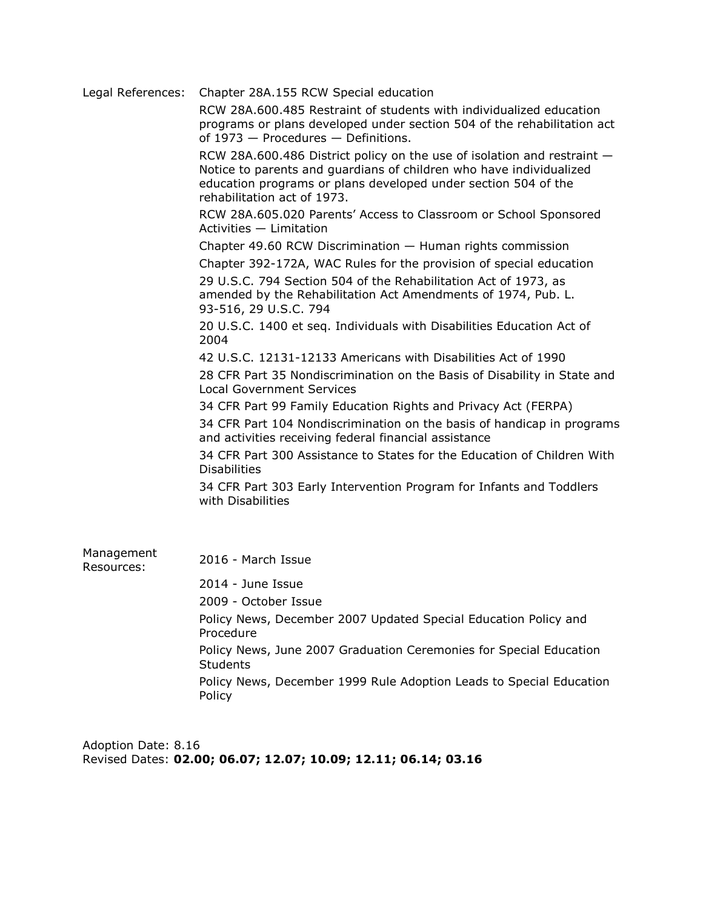Legal References: Chapter 28A.155 RCW Special education

RCW 28A.600.485 Restraint of students with individualized education programs or plans developed under section 504 of the rehabilitation act of 1973 — Procedures — Definitions.

RCW 28A.600.486 District policy on the use of isolation and restraint — Notice to parents and guardians of children who have individualized education programs or plans developed under section 504 of the rehabilitation act of 1973.

RCW 28A.605.020 Parents' Access to Classroom or School Sponsored Activities — Limitation

Chapter 49.60 RCW Discrimination — Human rights commission

Chapter 392-172A, WAC Rules for the provision of special education

29 U.S.C. 794 Section 504 of the Rehabilitation Act of 1973, as amended by the Rehabilitation Act Amendments of 1974, Pub. L. 93-516, 29 U.S.C. 794

20 U.S.C. 1400 et seq. Individuals with Disabilities Education Act of 2004

42 U.S.C. 12131-12133 Americans with Disabilities Act of 1990

28 CFR Part 35 Nondiscrimination on the Basis of Disability in State and Local Government Services

34 CFR Part 99 Family Education Rights and Privacy Act (FERPA)

34 CFR Part 104 Nondiscrimination on the basis of handicap in programs and activities receiving federal financial assistance

34 CFR Part 300 Assistance to States for the Education of Children With Disabilities

34 CFR Part 303 Early Intervention Program for Infants and Toddlers with Disabilities

Management Resources: 2016 - March Issue

2014 - June Issue

2009 - October Issue

Policy News, December 2007 Updated Special Education Policy and Procedure

Policy News, June 2007 Graduation Ceremonies for Special Education Students

Policy News, December 1999 Rule Adoption Leads to Special Education Policy

Adoption Date: 8.16
Revised Dates: **02.00; 06.07; 12.07; 10.09; 12.11; 06.14; 03.16**